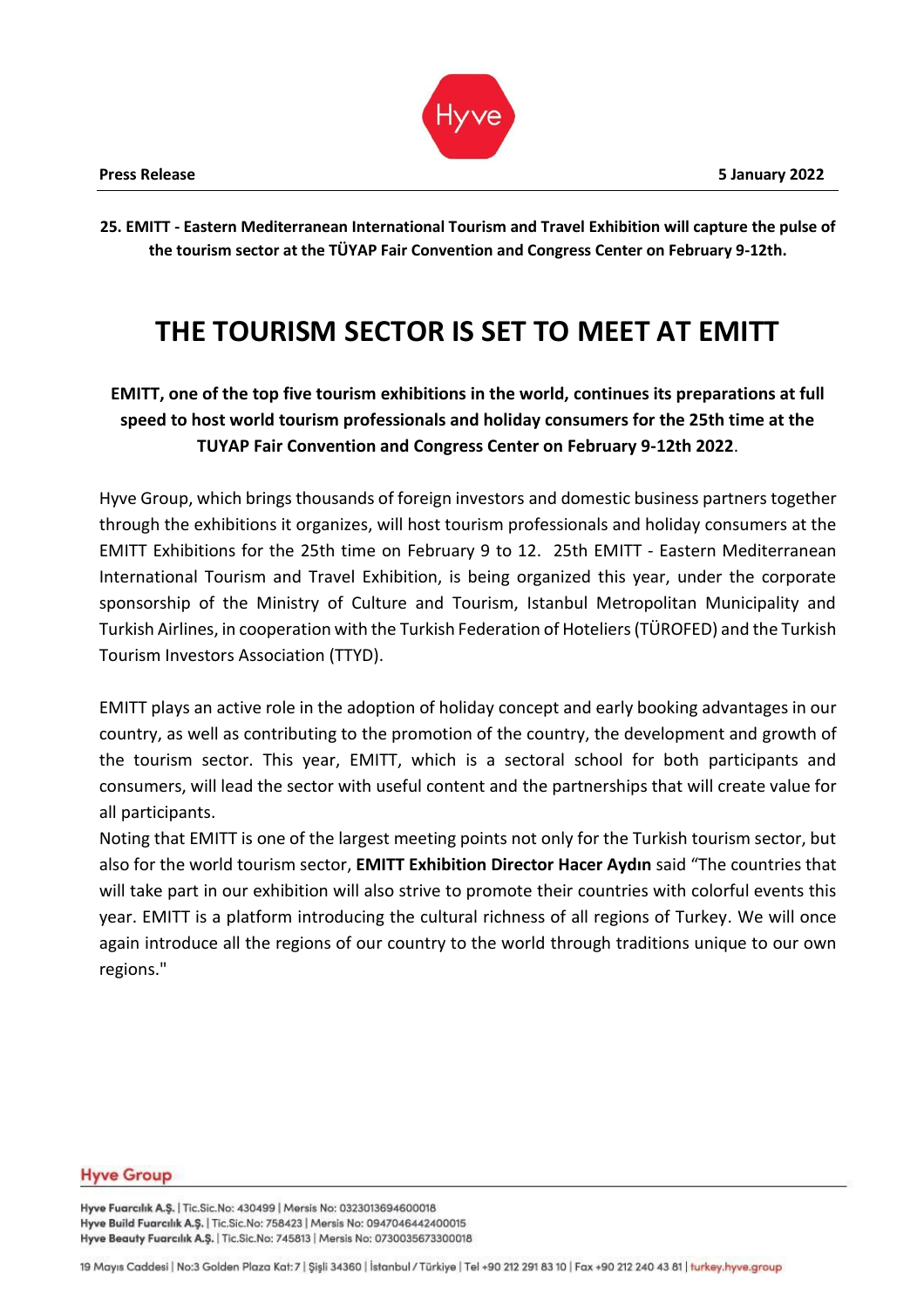**Press Release** **5 January 2022**

**25. EMITT - Eastern Mediterranean International Tourism and Travel Exhibition will capture the pulse of the tourism sector at the TÜYAP Fair Convention and Congress Center on February 9-12th.**

# THE TOURISM SECTOR IS SET TO MEET AT EMITT

**EMITT, one of the top five tourism exhibitions in the world, continues its preparations at full speed to host world tourism professionals and holiday consumers for the 25th time at the TUYAP Fair Convention and Congress Center on February 9-12th 2022**.

Hyve Group, which brings thousands of foreign investors and domestic business partners together through the exhibitions it organizes, will host tourism professionals and holiday consumers at the EMITT Exhibitions for the 25th time on February 9 to 12. 25th EMITT - Eastern Mediterranean International Tourism and Travel Exhibition, is being organized this year, under the corporate sponsorship of the Ministry of Culture and Tourism, Istanbul Metropolitan Municipality and Turkish Airlines, in cooperation with the Turkish Federation of Hoteliers (TÜROFED) and the Turkish Tourism Investors Association (TTYD).

EMITT plays an active role in the adoption of holiday concept and early booking advantages in our country, as well as contributing to the promotion of the country, the development and growth of the tourism sector. This year, EMITT, which is a sectoral school for both participants and consumers, will lead the sector with useful content and the partnerships that will create value for all participants.

Noting that EMITT is one of the largest meeting points not only for the Turkish tourism sector, but also for the world tourism sector, **EMITT Exhibition Director Hacer Aydın** said "The countries that will take part in our exhibition will also strive to promote their countries with colorful events this year. EMITT is a platform introducing the cultural richness of all regions of Turkey. We will once again introduce all the regions of our country to the world through traditions unique to our own regions."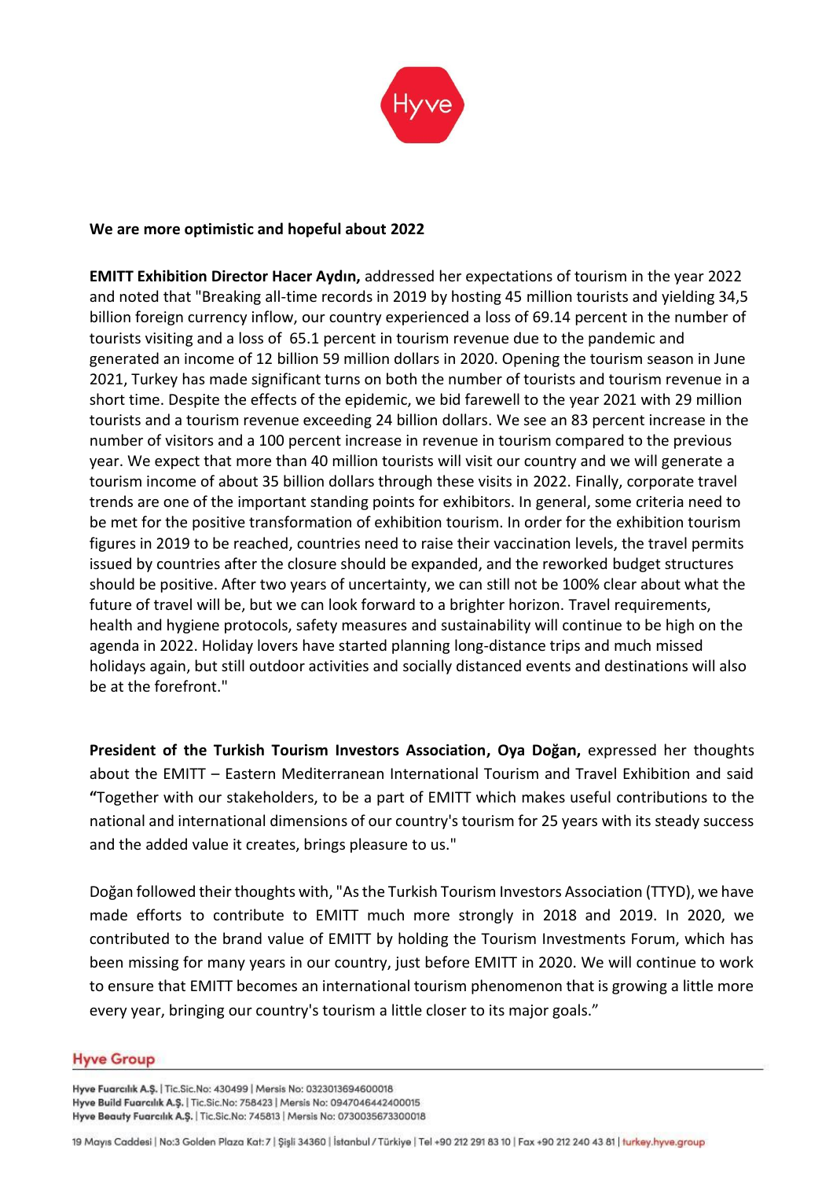**We are more optimistic and hopeful about 2022**

**EMITT Exhibition Director Hacer Aydın,** addressed her expectations of tourism in the year 2022 and noted that "Breaking all-time records in 2019 by hosting 45 million tourists and yielding 34,5 billion foreign currency inflow, our country experienced a loss of 69.14 percent in the number of tourists visiting and a loss of 65.1 percent in tourism revenue due to the pandemic and generated an income of 12 billion 59 million dollars in 2020. Opening the tourism season in June 2021, Turkey has made significant turns on both the number of tourists and tourism revenue in a short time. Despite the effects of the epidemic, we bid farewell to the year 2021 with 29 million tourists and a tourism revenue exceeding 24 billion dollars. We see an 83 percent increase in the number of visitors and a 100 percent increase in revenue in tourism compared to the previous year. We expect that more than 40 million tourists will visit our country and we will generate a tourism income of about 35 billion dollars through these visits in 2022. Finally, corporate travel trends are one of the important standing points for exhibitors. In general, some criteria need to be met for the positive transformation of exhibition tourism. In order for the exhibition tourism figures in 2019 to be reached, countries need to raise their vaccination levels, the travel permits issued by countries after the closure should be expanded, and the reworked budget structures should be positive. After two years of uncertainty, we can still not be 100% clear about what the future of travel will be, but we can look forward to a brighter horizon. Travel requirements, health and hygiene protocols, safety measures and sustainability will continue to be high on the agenda in 2022. Holiday lovers have started planning long-distance trips and much missed holidays again, but still outdoor activities and socially distanced events and destinations will also be at the forefront."

**President of the Turkish Tourism Investors Association, Oya Doğan,** expressed her thoughts about the EMITT – Eastern Mediterranean International Tourism and Travel Exhibition and said **"**Together with our stakeholders, to be a part of EMITT which makes useful contributions to the national and international dimensions of our country's tourism for 25 years with its steady success and the added value it creates, brings pleasure to us."

Doğan followed their thoughts with, "As the Turkish Tourism Investors Association (TTYD), we have made efforts to contribute to EMITT much more strongly in 2018 and 2019. In 2020, we contributed to the brand value of EMITT by holding the Tourism Investments Forum, which has been missing for many years in our country, just before EMITT in 2020. We will continue to work to ensure that EMITT becomes an international tourism phenomenon that is growing a little more every year, bringing our country's tourism a little closer to its major goals."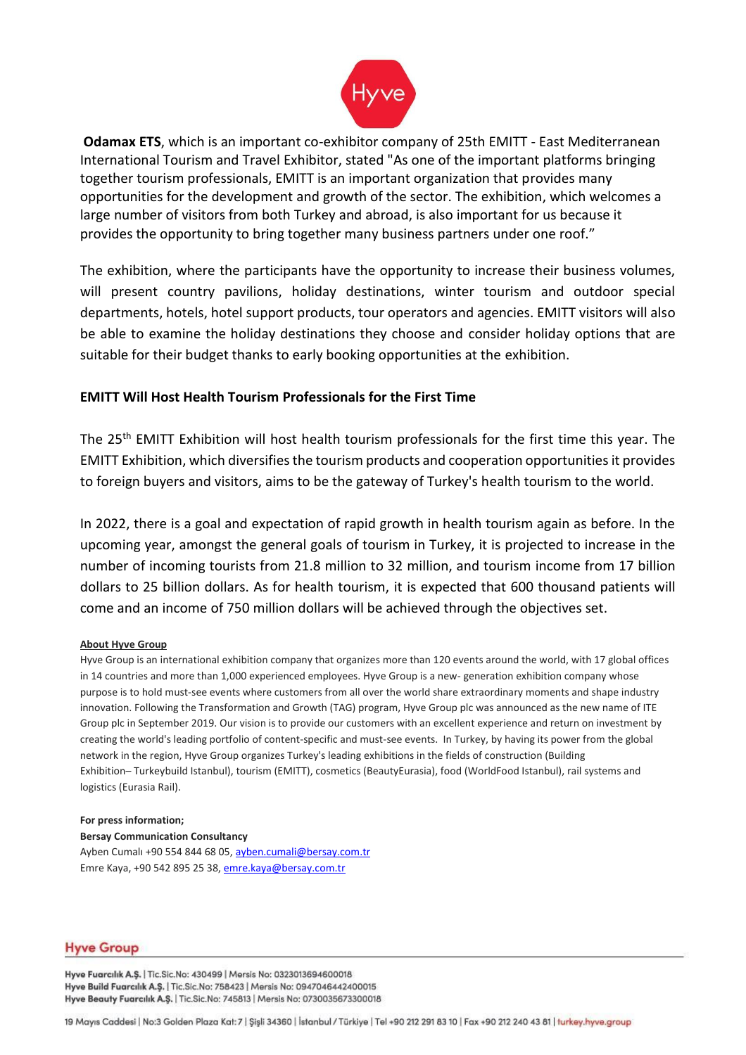**Odamax ETS**, which is an important co-exhibitor company of 25th EMITT - East Mediterranean International Tourism and Travel Exhibitor, stated "As one of the important platforms bringing together tourism professionals, EMITT is an important organization that provides many opportunities for the development and growth of the sector. The exhibition, which welcomes a large number of visitors from both Turkey and abroad, is also important for us because it provides the opportunity to bring together many business partners under one roof."

The exhibition, where the participants have the opportunity to increase their business volumes, will present country pavilions, holiday destinations, winter tourism and outdoor special departments, hotels, hotel support products, tour operators and agencies. EMITT visitors will also be able to examine the holiday destinations they choose and consider holiday options that are suitable for their budget thanks to early booking opportunities at the exhibition.

**EMITT Will Host Health Tourism Professionals for the First Time**

The 25th EMITT Exhibition will host health tourism professionals for the first time this year. The EMITT Exhibition, which diversifies the tourism products and cooperation opportunities it provides to foreign buyers and visitors, aims to be the gateway of Turkey's health tourism to the world.

In 2022, there is a goal and expectation of rapid growth in health tourism again as before. In the upcoming year, amongst the general goals of tourism in Turkey, it is projected to increase in the number of incoming tourists from 21.8 million to 32 million, and tourism income from 17 billion dollars to 25 billion dollars. As for health tourism, it is expected that 600 thousand patients will come and an income of 750 million dollars will be achieved through the objectives set.

**About Hyve Group**

Hyve Group is an international exhibition company that organizes more than 120 events around the world, with 17 global offices in 14 countries and more than 1,000 experienced employees. Hyve Group is a new- generation exhibition company whose purpose is to hold must-see events where customers from all over the world share extraordinary moments and shape industry innovation. Following the Transformation and Growth (TAG) program, Hyve Group plc was announced as the new name of ITE Group plc in September 2019. Our vision is to provide our customers with an excellent experience and return on investment by creating the world's leading portfolio of content-specific and must-see events. In Turkey, by having its power from the global network in the region, Hyve Group organizes Turkey's leading exhibitions in the fields of construction (Building Exhibition– Turkeybuild Istanbul), tourism (EMITT), cosmetics (BeautyEurasia), food (WorldFood Istanbul), rail systems and logistics (Eurasia Rail).

**For press information;**
**Bersay Communication Consultancy**
Ayben Cumalı +90 554 844 68 05, ayben.cumali@bersay.com.tr
Emre Kaya, +90 542 895 25 38, emre.kaya@bersay.com.tr

**Hyve Group**

**Hyve Fuarcılık A.Ş.** | Tic.Sic.No: 430499 | Mersis No: 0323013694600018
**Hyve Build Fuarcılık A.Ş.** | Tic.Sic.No: 758423 | Mersis No: 0947046442400015
**Hyve Beauty Fuarcılık A.Ş.** | Tic.Sic.No: 745813 | Mersis No: 0730035673300018

19 Mayıs Caddesi | No:3 Golden Plaza Kat:7 | Şişli 34360 | İstanbul / Türkiye | Tel +90 212 291 83 10 | Fax +90 212 240 43 81 | turkey.hyve.group